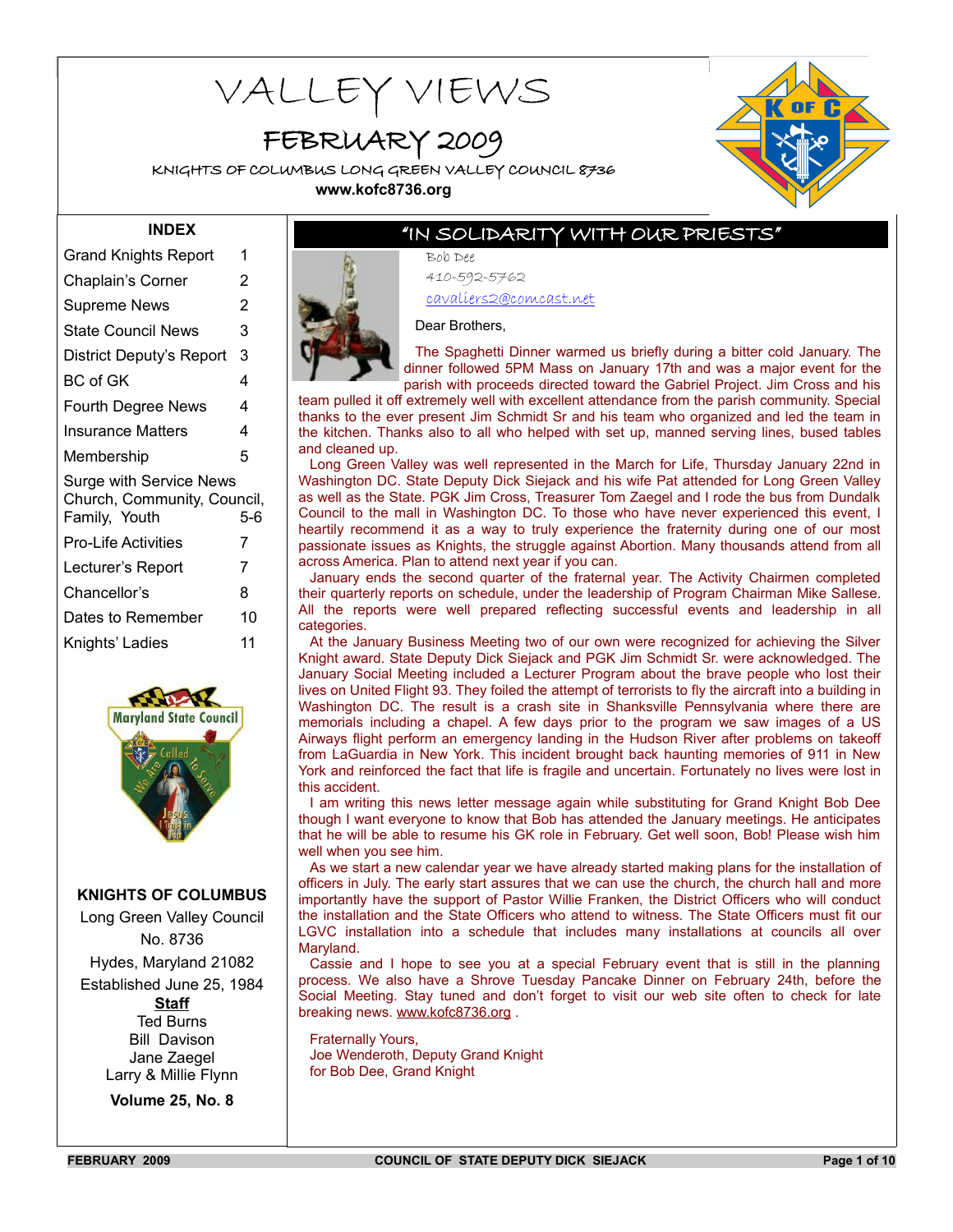# VALLEY VIEWS

## FEBRUARY 2009

KNIGHTS OF COLUMBUS LONG GREEN VALLEY COUNCIL 8736

**www.kofc8736.org**

### INDEX

| | |
|---|---|
| Grand Knights Report | 1 |
| Chaplain's Corner | 2 |
| Supreme News | 2 |
| State Council News | 3 |
| District Deputy's Report | 3 |
| BC of GK | 4 |
| Fourth Degree News | 4 |
| Insurance Matters | 4 |
| Membership | 5 |
| Surge with Service News Church, Community, Council, Family, Youth | 5-6 |
| Pro-Life Activities | 7 |
| Lecturer's Report | 7 |
| Chancellor's | 8 |
| Dates to Remember | 10 |
| Knights' Ladies | 11 |

**KNIGHTS OF COLUMBUS**

Long Green Valley Council No. 8736

Hydes, Maryland 21082

Established June 25, 1984

**Staff**

Ted Burns

Bill Davison

Jane Zaegel

Larry & Millie Flynn

**Volume 25, No. 8**

## "IN SOLIDARITY WITH OUR PRIESTS"

Bob Dee

410-592-5762

cavaliers2@comcast.net

Dear Brothers,

The Spaghetti Dinner warmed us briefly during a bitter cold January. The dinner followed 5PM Mass on January 17th and was a major event for the parish with proceeds directed toward the Gabriel Project. Jim Cross and his team pulled it off extremely well with excellent attendance from the parish community. Special thanks to the ever present Jim Schmidt Sr and his team who organized and led the team in the kitchen. Thanks also to all who helped with set up, manned serving lines, bused tables and cleaned up.

Long Green Valley was well represented in the March for Life, Thursday January 22nd in Washington DC. State Deputy Dick Siejack and his wife Pat attended for Long Green Valley as well as the State. PGK Jim Cross, Treasurer Tom Zaegel and I rode the bus from Dundalk Council to the mall in Washington DC. To those who have never experienced this event, I heartily recommend it as a way to truly experience the fraternity during one of our most passionate issues as Knights, the struggle against Abortion. Many thousands attend from all across America. Plan to attend next year if you can.

January ends the second quarter of the fraternal year. The Activity Chairmen completed their quarterly reports on schedule, under the leadership of Program Chairman Mike Sallese. All the reports were well prepared reflecting successful events and leadership in all categories.

At the January Business Meeting two of our own were recognized for achieving the Silver Knight award. State Deputy Dick Siejack and PGK Jim Schmidt Sr. were acknowledged. The January Social Meeting included a Lecturer Program about the brave people who lost their lives on United Flight 93. They foiled the attempt of terrorists to fly the aircraft into a building in Washington DC. The result is a crash site in Shanksville Pennsylvania where there are memorials including a chapel. A few days prior to the program we saw images of a US Airways flight perform an emergency landing in the Hudson River after problems on takeoff from LaGuardia in New York. This incident brought back haunting memories of 911 in New York and reinforced the fact that life is fragile and uncertain. Fortunately no lives were lost in this accident.

I am writing this news letter message again while substituting for Grand Knight Bob Dee though I want everyone to know that Bob has attended the January meetings. He anticipates that he will be able to resume his GK role in February. Get well soon, Bob! Please wish him well when you see him.

As we start a new calendar year we have already started making plans for the installation of officers in July. The early start assures that we can use the church, the church hall and more importantly have the support of Pastor Willie Franken, the District Officers who will conduct the installation and the State Officers who attend to witness. The State Officers must fit our LGVC installation into a schedule that includes many installations at councils all over Maryland.

Cassie and I hope to see you at a special February event that is still in the planning process. We also have a Shrove Tuesday Pancake Dinner on February 24th, before the Social Meeting. Stay tuned and don't forget to visit our web site often to check for late breaking news. www.kofc8736.org .

Fraternally Yours,

Joe Wenderoth, Deputy Grand Knight

for Bob Dee, Grand Knight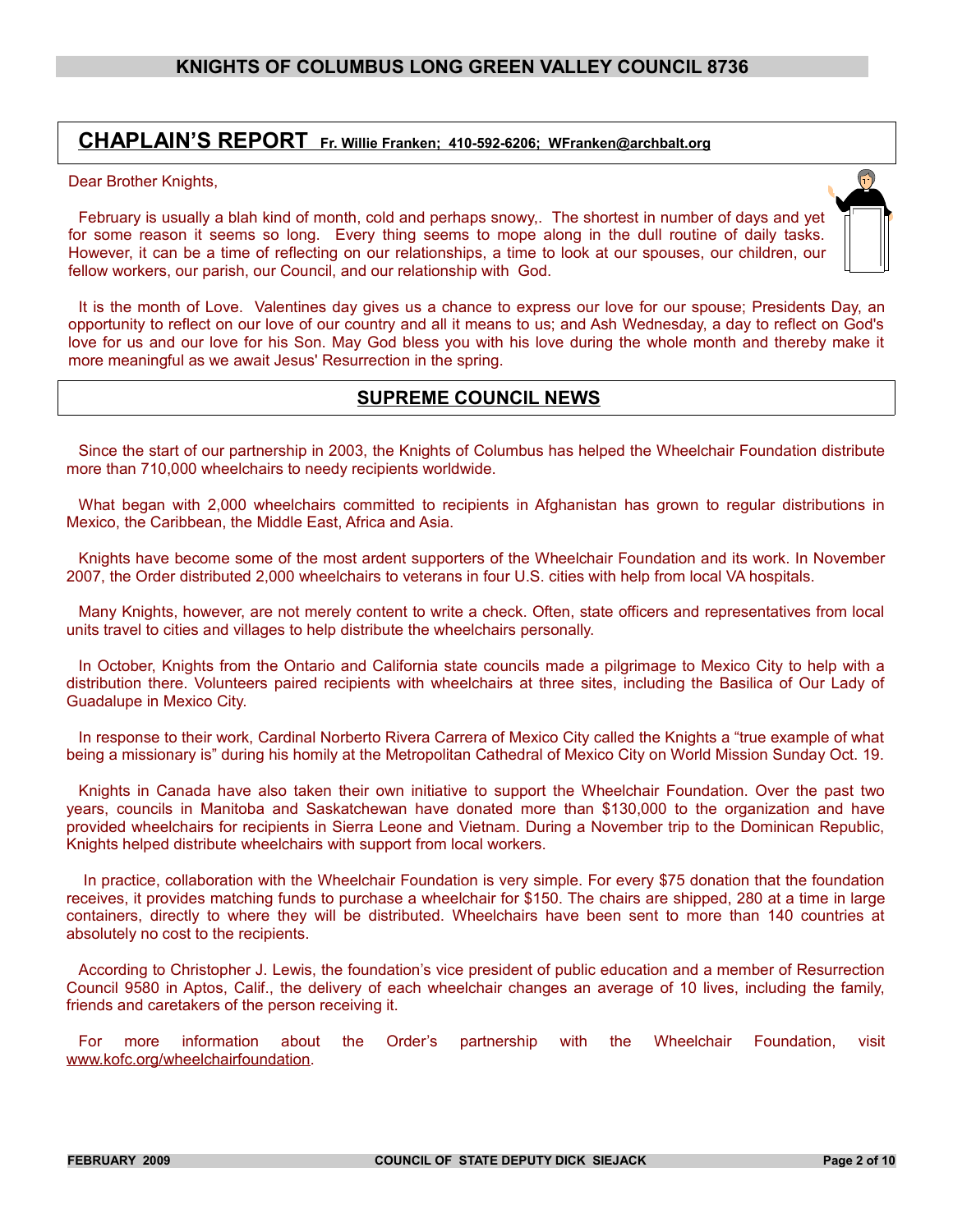## CHAPLAIN'S REPORT Fr. Willie Franken; 410-592-6206; WFranken@archbalt.org

Dear Brother Knights,

February is usually a blah kind of month, cold and perhaps snowy,. The shortest in number of days and yet for some reason it seems so long. Every thing seems to mope along in the dull routine of daily tasks. However, it can be a time of reflecting on our relationships, a time to look at our spouses, our children, our fellow workers, our parish, our Council, and our relationship with God.

It is the month of Love. Valentines day gives us a chance to express our love for our spouse; Presidents Day, an opportunity to reflect on our love of our country and all it means to us; and Ash Wednesday, a day to reflect on God's love for us and our love for his Son. May God bless you with his love during the whole month and thereby make it more meaningful as we await Jesus' Resurrection in the spring.

## SUPREME COUNCIL NEWS

Since the start of our partnership in 2003, the Knights of Columbus has helped the Wheelchair Foundation distribute more than 710,000 wheelchairs to needy recipients worldwide.

What began with 2,000 wheelchairs committed to recipients in Afghanistan has grown to regular distributions in Mexico, the Caribbean, the Middle East, Africa and Asia.

Knights have become some of the most ardent supporters of the Wheelchair Foundation and its work. In November 2007, the Order distributed 2,000 wheelchairs to veterans in four U.S. cities with help from local VA hospitals.

Many Knights, however, are not merely content to write a check. Often, state officers and representatives from local units travel to cities and villages to help distribute the wheelchairs personally.

In October, Knights from the Ontario and California state councils made a pilgrimage to Mexico City to help with a distribution there. Volunteers paired recipients with wheelchairs at three sites, including the Basilica of Our Lady of Guadalupe in Mexico City.

In response to their work, Cardinal Norberto Rivera Carrera of Mexico City called the Knights a "true example of what being a missionary is" during his homily at the Metropolitan Cathedral of Mexico City on World Mission Sunday Oct. 19.

Knights in Canada have also taken their own initiative to support the Wheelchair Foundation. Over the past two years, councils in Manitoba and Saskatchewan have donated more than $130,000 to the organization and have provided wheelchairs for recipients in Sierra Leone and Vietnam. During a November trip to the Dominican Republic, Knights helped distribute wheelchairs with support from local workers.

In practice, collaboration with the Wheelchair Foundation is very simple. For every $75 donation that the foundation receives, it provides matching funds to purchase a wheelchair for $150. The chairs are shipped, 280 at a time in large containers, directly to where they will be distributed. Wheelchairs have been sent to more than 140 countries at absolutely no cost to the recipients.

According to Christopher J. Lewis, the foundation's vice president of public education and a member of Resurrection Council 9580 in Aptos, Calif., the delivery of each wheelchair changes an average of 10 lives, including the family, friends and caretakers of the person receiving it.

For more information about the Order's partnership with the Wheelchair Foundation, visit www.kofc.org/wheelchairfoundation.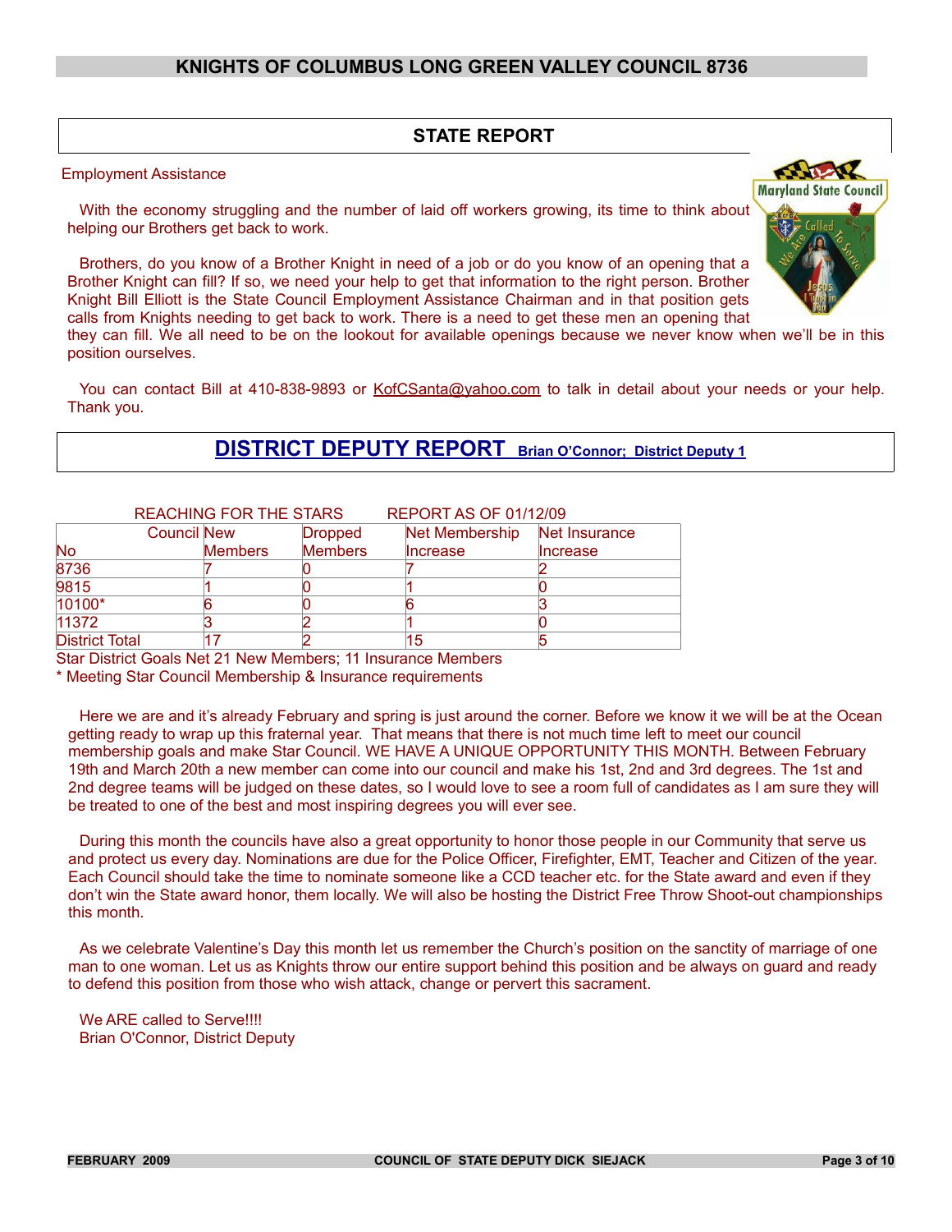## STATE REPORT

Employment Assistance

With the economy struggling and the number of laid off workers growing, its time to think about helping our Brothers get back to work.

Brothers, do you know of a Brother Knight in need of a job or do you know of an opening that a Brother Knight can fill? If so, we need your help to get that information to the right person. Brother Knight Bill Elliott is the State Council Employment Assistance Chairman and in that position gets calls from Knights needing to get back to work. There is a need to get these men an opening that they can fill. We all need to be on the lookout for available openings because we never know when we'll be in this position ourselves.

You can contact Bill at 410-838-9893 or KofCSanta@yahoo.com to talk in detail about your needs or your help. Thank you.

## DISTRICT DEPUTY REPORT Brian O'Connor; District Deputy 1

REACHING FOR THE STARS REPORT AS OF 01/12/09

| Council No | New Members | Dropped Members | Net Membership Increase | Net Insurance Increase |
|---|---|---|---|---|
| 8736 | 7 | 0 | 7 | 2 |
| 9815 | 1 | 0 | 1 | 0 |
| 10100* | 6 | 0 | 6 | 3 |
| 11372 | 3 | 2 | 1 | 0 |
| District Total | 17 | 2 | 15 | 5 |

Star District Goals Net 21 New Members; 11 Insurance Members

* Meeting Star Council Membership & Insurance requirements

Here we are and it's already February and spring is just around the corner. Before we know it we will be at the Ocean getting ready to wrap up this fraternal year. That means that there is not much time left to meet our council membership goals and make Star Council. WE HAVE A UNIQUE OPPORTUNITY THIS MONTH. Between February 19th and March 20th a new member can come into our council and make his 1st, 2nd and 3rd degrees. The 1st and 2nd degree teams will be judged on these dates, so I would love to see a room full of candidates as I am sure they will be treated to one of the best and most inspiring degrees you will ever see.

During this month the councils have also a great opportunity to honor those people in our Community that serve us and protect us every day. Nominations are due for the Police Officer, Firefighter, EMT, Teacher and Citizen of the year. Each Council should take the time to nominate someone like a CCD teacher etc. for the State award and even if they don't win the State award honor, them locally. We will also be hosting the District Free Throw Shoot-out championships this month.

As we celebrate Valentine's Day this month let us remember the Church's position on the sanctity of marriage of one man to one woman. Let us as Knights throw our entire support behind this position and be always on guard and ready to defend this position from those who wish attack, change or pervert this sacrament.

We ARE called to Serve!!!!
Brian O'Connor, District Deputy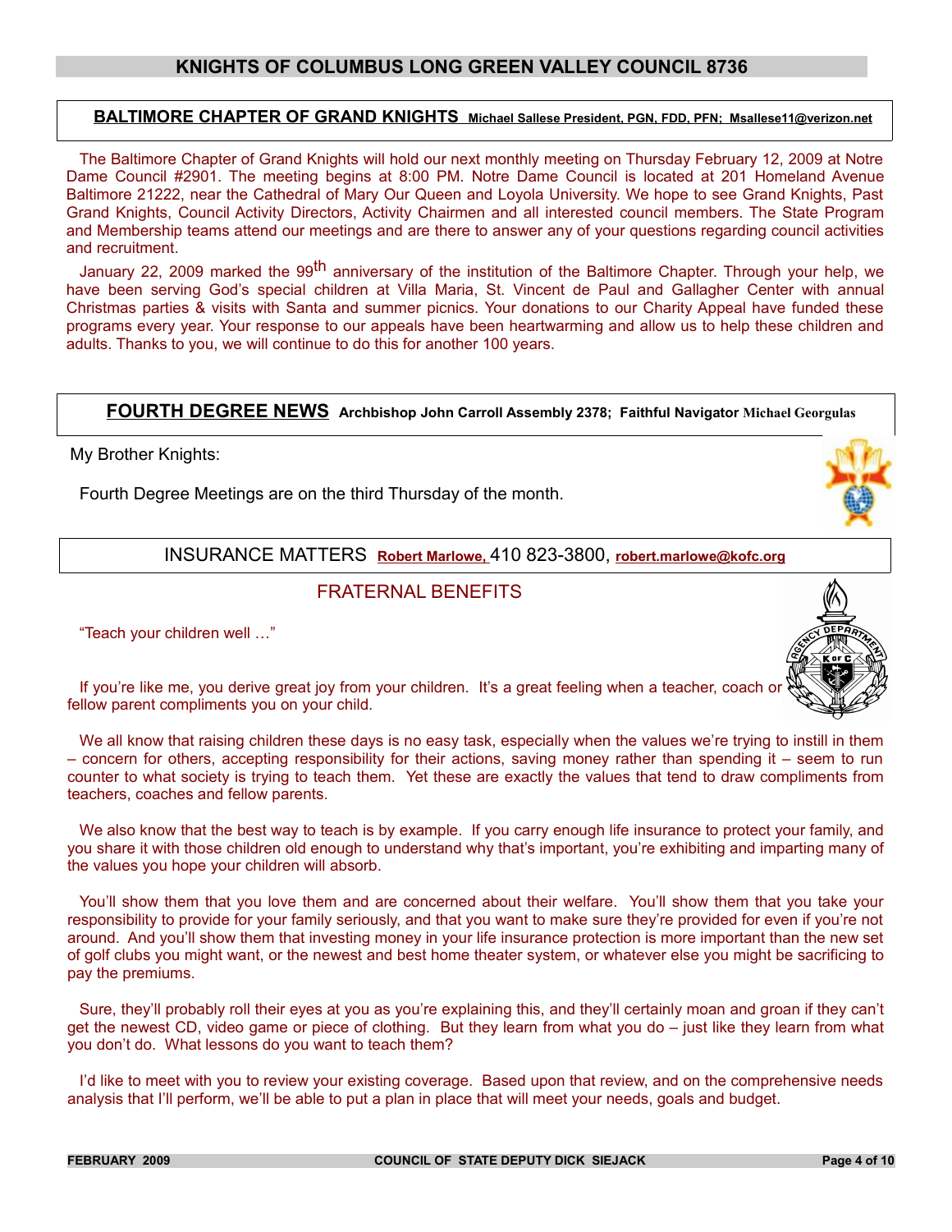## BALTIMORE CHAPTER OF GRAND KNIGHTS Michael Sallese President, PGN, FDD, PFN; Msallese11@verizon.net

The Baltimore Chapter of Grand Knights will hold our next monthly meeting on Thursday February 12, 2009 at Notre Dame Council #2901. The meeting begins at 8:00 PM. Notre Dame Council is located at 201 Homeland Avenue Baltimore 21222, near the Cathedral of Mary Our Queen and Loyola University. We hope to see Grand Knights, Past Grand Knights, Council Activity Directors, Activity Chairmen and all interested council members. The State Program and Membership teams attend our meetings and are there to answer any of your questions regarding council activities and recruitment.

January 22, 2009 marked the 99th anniversary of the institution of the Baltimore Chapter. Through your help, we have been serving God's special children at Villa Maria, St. Vincent de Paul and Gallagher Center with annual Christmas parties & visits with Santa and summer picnics. Your donations to our Charity Appeal have funded these programs every year. Your response to our appeals have been heartwarming and allow us to help these children and adults. Thanks to you, we will continue to do this for another 100 years.

## FOURTH DEGREE NEWS Archbishop John Carroll Assembly 2378; Faithful Navigator Michael Georgulas

My Brother Knights:

Fourth Degree Meetings are on the third Thursday of the month.

## INSURANCE MATTERS Robert Marlowe, 410 823-3800, robert.marlowe@kofc.org

### FRATERNAL BENEFITS

"Teach your children well …"

If you're like me, you derive great joy from your children. It's a great feeling when a teacher, coach or fellow parent compliments you on your child.

We all know that raising children these days is no easy task, especially when the values we're trying to instill in them – concern for others, accepting responsibility for their actions, saving money rather than spending it – seem to run counter to what society is trying to teach them. Yet these are exactly the values that tend to draw compliments from teachers, coaches and fellow parents.

We also know that the best way to teach is by example. If you carry enough life insurance to protect your family, and you share it with those children old enough to understand why that's important, you're exhibiting and imparting many of the values you hope your children will absorb.

You'll show them that you love them and are concerned about their welfare. You'll show them that you take your responsibility to provide for your family seriously, and that you want to make sure they're provided for even if you're not around. And you'll show them that investing money in your life insurance protection is more important than the new set of golf clubs you might want, or the newest and best home theater system, or whatever else you might be sacrificing to pay the premiums.

Sure, they'll probably roll their eyes at you as you're explaining this, and they'll certainly moan and groan if they can't get the newest CD, video game or piece of clothing. But they learn from what you do – just like they learn from what you don't do. What lessons do you want to teach them?

I'd like to meet with you to review your existing coverage. Based upon that review, and on the comprehensive needs analysis that I'll perform, we'll be able to put a plan in place that will meet your needs, goals and budget.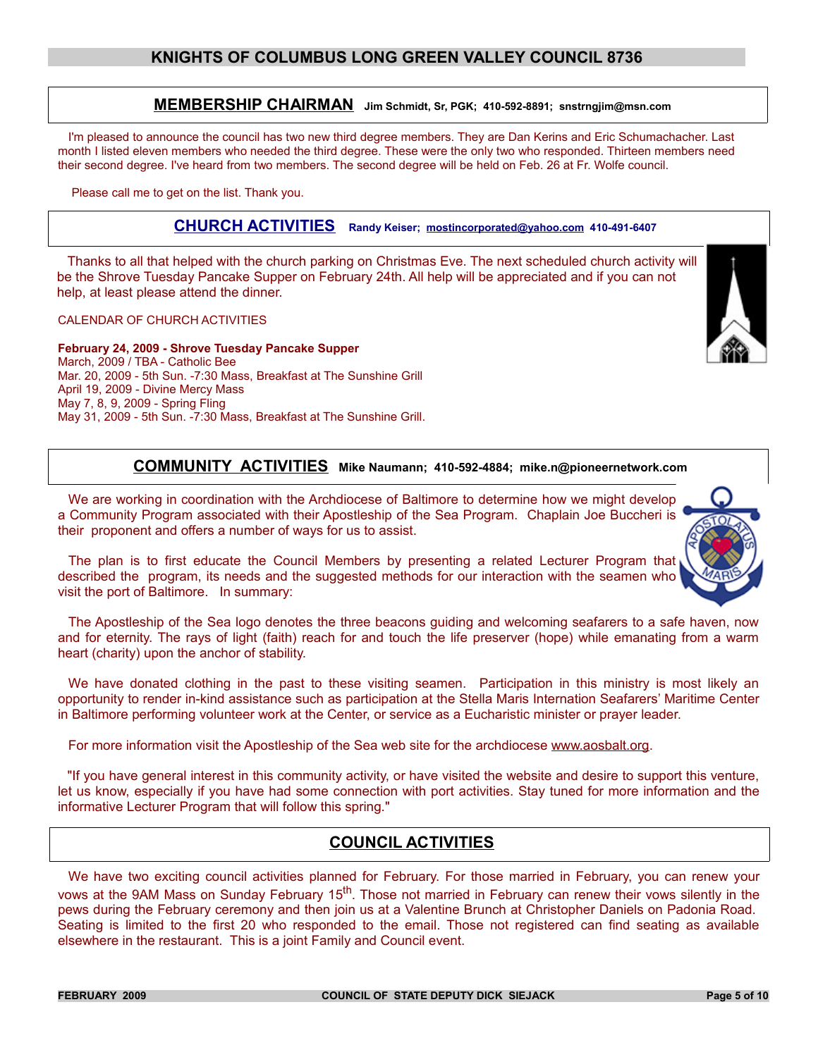# KNIGHTS OF COLUMBUS LONG GREEN VALLEY COUNCIL 8736

## MEMBERSHIP CHAIRMAN Jim Schmidt, Sr, PGK; 410-592-8891; snstrngjim@msn.com

I'm pleased to announce the council has two new third degree members. They are Dan Kerins and Eric Schumachacher. Last month I listed eleven members who needed the third degree. These were the only two who responded. Thirteen members need their second degree. I've heard from two members. The second degree will be held on Feb. 26 at Fr. Wolfe council.

Please call me to get on the list. Thank you.

## CHURCH ACTIVITIES Randy Keiser; mostincorporated@yahoo.com 410-491-6407

Thanks to all that helped with the church parking on Christmas Eve. The next scheduled church activity will be the Shrove Tuesday Pancake Supper on February 24th. All help will be appreciated and if you can not help, at least please attend the dinner.

CALENDAR OF CHURCH ACTIVITIES

**February 24, 2009 - Shrove Tuesday Pancake Supper**
March, 2009 / TBA - Catholic Bee
Mar. 20, 2009 - 5th Sun. -7:30 Mass, Breakfast at The Sunshine Grill
April 19, 2009 - Divine Mercy Mass
May 7, 8, 9, 2009 - Spring Fling
May 31, 2009 - 5th Sun. -7:30 Mass, Breakfast at The Sunshine Grill.

## COMMUNITY ACTIVITIES Mike Naumann; 410-592-4884; mike.n@pioneernetwork.com

We are working in coordination with the Archdiocese of Baltimore to determine how we might develop a Community Program associated with their Apostleship of the Sea Program. Chaplain Joe Buccheri is their proponent and offers a number of ways for us to assist.

The plan is to first educate the Council Members by presenting a related Lecturer Program that described the program, its needs and the suggested methods for our interaction with the seamen who visit the port of Baltimore. In summary:

The Apostleship of the Sea logo denotes the three beacons guiding and welcoming seafarers to a safe haven, now and for eternity. The rays of light (faith) reach for and touch the life preserver (hope) while emanating from a warm heart (charity) upon the anchor of stability.

We have donated clothing in the past to these visiting seamen. Participation in this ministry is most likely an opportunity to render in-kind assistance such as participation at the Stella Maris Internation Seafarers' Maritime Center in Baltimore performing volunteer work at the Center, or service as a Eucharistic minister or prayer leader.

For more information visit the Apostleship of the Sea web site for the archdiocese www.aosbalt.org.

"If you have general interest in this community activity, or have visited the website and desire to support this venture, let us know, especially if you have had some connection with port activities. Stay tuned for more information and the informative Lecturer Program that will follow this spring."

## COUNCIL ACTIVITIES

We have two exciting council activities planned for February. For those married in February, you can renew your vows at the 9AM Mass on Sunday February 15th. Those not married in February can renew their vows silently in the pews during the February ceremony and then join us at a Valentine Brunch at Christopher Daniels on Padonia Road. Seating is limited to the first 20 who responded to the email. Those not registered can find seating as available elsewhere in the restaurant. This is a joint Family and Council event.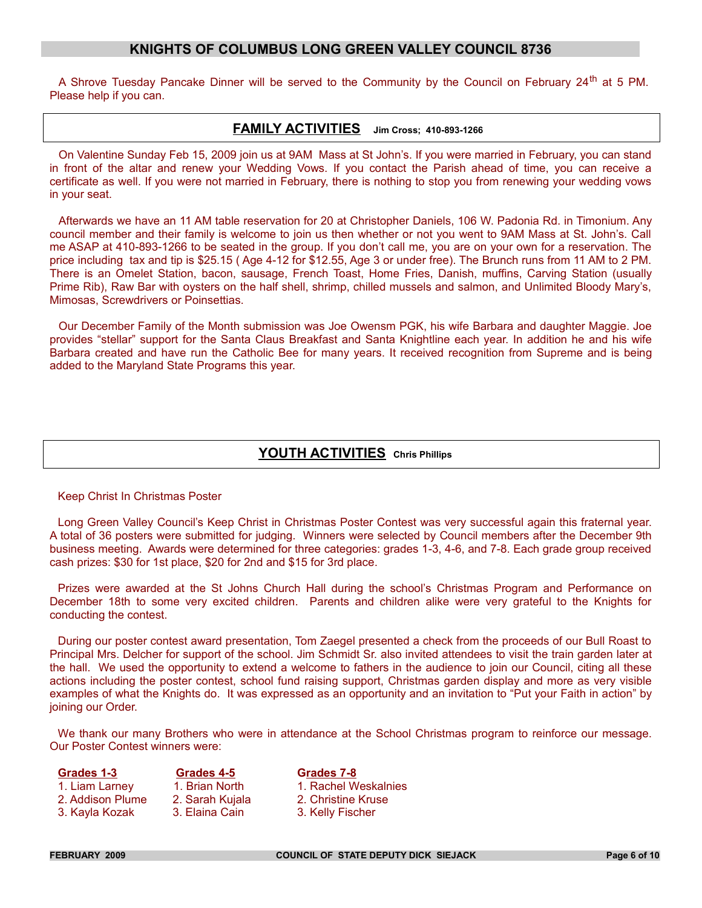## KNIGHTS OF COLUMBUS LONG GREEN VALLEY COUNCIL 8736

A Shrove Tuesday Pancake Dinner will be served to the Community by the Council on February 24th at 5 PM. Please help if you can.

## FAMILY ACTIVITIES **Jim Cross; 410-893-1266**

On Valentine Sunday Feb 15, 2009 join us at 9AM Mass at St John's. If you were married in February, you can stand in front of the altar and renew your Wedding Vows. If you contact the Parish ahead of time, you can receive a certificate as well. If you were not married in February, there is nothing to stop you from renewing your wedding vows in your seat.

Afterwards we have an 11 AM table reservation for 20 at Christopher Daniels, 106 W. Padonia Rd. in Timonium. Any council member and their family is welcome to join us then whether or not you went to 9AM Mass at St. John's. Call me ASAP at 410-893-1266 to be seated in the group. If you don't call me, you are on your own for a reservation. The price including tax and tip is $25.15 ( Age 4-12 for $12.55, Age 3 or under free). The Brunch runs from 11 AM to 2 PM. There is an Omelet Station, bacon, sausage, French Toast, Home Fries, Danish, muffins, Carving Station (usually Prime Rib), Raw Bar with oysters on the half shell, shrimp, chilled mussels and salmon, and Unlimited Bloody Mary's, Mimosas, Screwdrivers or Poinsettias.

Our December Family of the Month submission was Joe Owensm PGK, his wife Barbara and daughter Maggie. Joe provides "stellar" support for the Santa Claus Breakfast and Santa Knightline each year. In addition he and his wife Barbara created and have run the Catholic Bee for many years. It received recognition from Supreme and is being added to the Maryland State Programs this year.

## YOUTH ACTIVITIES **Chris Phillips**

Keep Christ In Christmas Poster

Long Green Valley Council's Keep Christ in Christmas Poster Contest was very successful again this fraternal year. A total of 36 posters were submitted for judging. Winners were selected by Council members after the December 9th business meeting. Awards were determined for three categories: grades 1-3, 4-6, and 7-8. Each grade group received cash prizes: $30 for 1st place, $20 for 2nd and $15 for 3rd place.

Prizes were awarded at the St Johns Church Hall during the school's Christmas Program and Performance on December 18th to some very excited children. Parents and children alike were very grateful to the Knights for conducting the contest.

During our poster contest award presentation, Tom Zaegel presented a check from the proceeds of our Bull Roast to Principal Mrs. Delcher for support of the school. Jim Schmidt Sr. also invited attendees to visit the train garden later at the hall. We used the opportunity to extend a welcome to fathers in the audience to join our Council, citing all these actions including the poster contest, school fund raising support, Christmas garden display and more as very visible examples of what the Knights do. It was expressed as an opportunity and an invitation to "Put your Faith in action" by joining our Order.

We thank our many Brothers who were in attendance at the School Christmas program to reinforce our message. Our Poster Contest winners were:

| Grades 1-3 | Grades 4-5 | Grades 7-8 |
|---|---|---|
| 1. Liam Larney | 1. Brian North | 1. Rachel Weskalnies |
| 2. Addison Plume | 2. Sarah Kujala | 2. Christine Kruse |
| 3. Kayla Kozak | 3. Elaina Cain | 3. Kelly Fischer |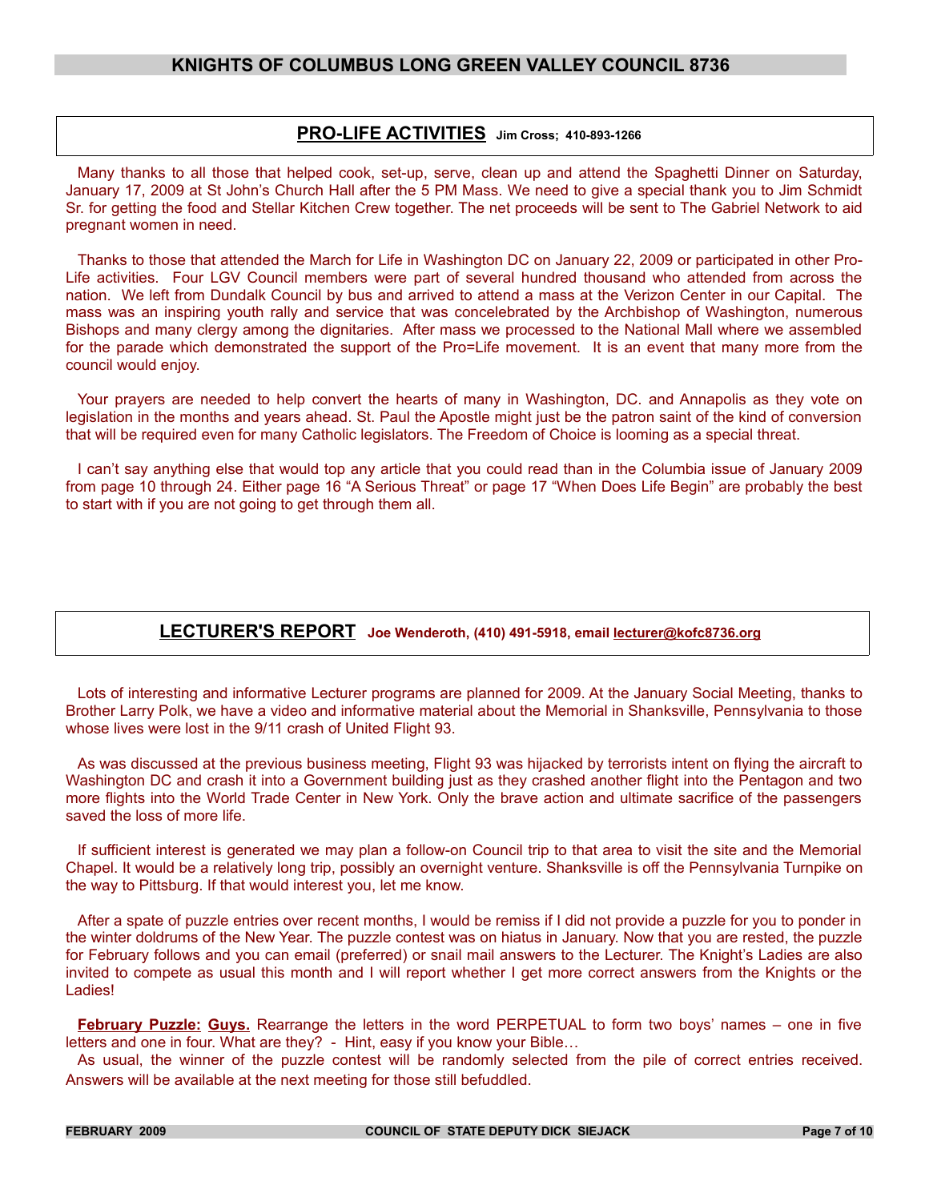## PRO-LIFE ACTIVITIES **Jim Cross; 410-893-1266**

Many thanks to all those that helped cook, set-up, serve, clean up and attend the Spaghetti Dinner on Saturday, January 17, 2009 at St John's Church Hall after the 5 PM Mass. We need to give a special thank you to Jim Schmidt Sr. for getting the food and Stellar Kitchen Crew together. The net proceeds will be sent to The Gabriel Network to aid pregnant women in need.

Thanks to those that attended the March for Life in Washington DC on January 22, 2009 or participated in other Pro-Life activities. Four LGV Council members were part of several hundred thousand who attended from across the nation. We left from Dundalk Council by bus and arrived to attend a mass at the Verizon Center in our Capital. The mass was an inspiring youth rally and service that was concelebrated by the Archbishop of Washington, numerous Bishops and many clergy among the dignitaries. After mass we processed to the National Mall where we assembled for the parade which demonstrated the support of the Pro=Life movement. It is an event that many more from the council would enjoy.

Your prayers are needed to help convert the hearts of many in Washington, DC. and Annapolis as they vote on legislation in the months and years ahead. St. Paul the Apostle might just be the patron saint of the kind of conversion that will be required even for many Catholic legislators. The Freedom of Choice is looming as a special threat.

I can't say anything else that would top any article that you could read than in the Columbia issue of January 2009 from page 10 through 24. Either page 16 "A Serious Threat" or page 17 "When Does Life Begin" are probably the best to start with if you are not going to get through them all.

## LECTURER'S REPORT **Joe Wenderoth, (410) 491-5918, email lecturer@kofc8736.org**

Lots of interesting and informative Lecturer programs are planned for 2009. At the January Social Meeting, thanks to Brother Larry Polk, we have a video and informative material about the Memorial in Shanksville, Pennsylvania to those whose lives were lost in the 9/11 crash of United Flight 93.

As was discussed at the previous business meeting, Flight 93 was hijacked by terrorists intent on flying the aircraft to Washington DC and crash it into a Government building just as they crashed another flight into the Pentagon and two more flights into the World Trade Center in New York. Only the brave action and ultimate sacrifice of the passengers saved the loss of more life.

If sufficient interest is generated we may plan a follow-on Council trip to that area to visit the site and the Memorial Chapel. It would be a relatively long trip, possibly an overnight venture. Shanksville is off the Pennsylvania Turnpike on the way to Pittsburg. If that would interest you, let me know.

After a spate of puzzle entries over recent months, I would be remiss if I did not provide a puzzle for you to ponder in the winter doldrums of the New Year. The puzzle contest was on hiatus in January. Now that you are rested, the puzzle for February follows and you can email (preferred) or snail mail answers to the Lecturer. The Knight's Ladies are also invited to compete as usual this month and I will report whether I get more correct answers from the Knights or the Ladies!

**February Puzzle: Guys.** Rearrange the letters in the word PERPETUAL to form two boys' names – one in five letters and one in four. What are they? - Hint, easy if you know your Bible…

As usual, the winner of the puzzle contest will be randomly selected from the pile of correct entries received. Answers will be available at the next meeting for those still befuddled.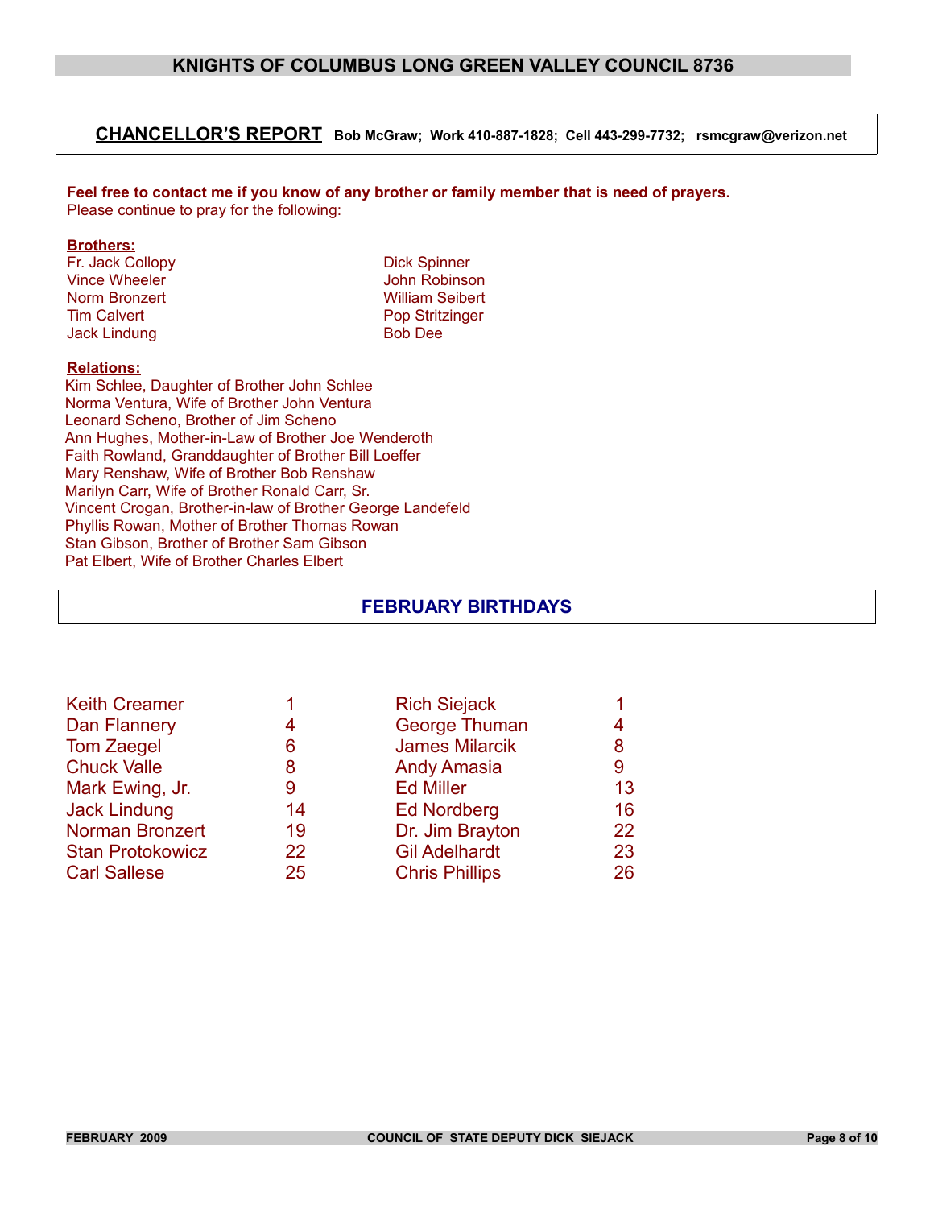## CHANCELLOR'S REPORT

**Bob McGraw; Work 410-887-1828; Cell 443-299-7732; rsmcgraw@verizon.net**

**Feel free to contact me if you know of any brother or family member that is need of prayers.**
Please continue to pray for the following:

**Brothers:**

Fr. Jack Collopy
Vince Wheeler
Norm Bronzert
Tim Calvert
Jack Lindung
Dick Spinner
John Robinson
William Seibert
Pop Stritzinger
Bob Dee

**Relations:**

Kim Schlee, Daughter of Brother John Schlee
Norma Ventura, Wife of Brother John Ventura
Leonard Scheno, Brother of Jim Scheno
Ann Hughes, Mother-in-Law of Brother Joe Wenderoth
Faith Rowland, Granddaughter of Brother Bill Loeffer
Mary Renshaw, Wife of Brother Bob Renshaw
Marilyn Carr, Wife of Brother Ronald Carr, Sr.
Vincent Crogan, Brother-in-law of Brother George Landefeld
Phyllis Rowan, Mother of Brother Thomas Rowan
Stan Gibson, Brother of Brother Sam Gibson
Pat Elbert, Wife of Brother Charles Elbert

## FEBRUARY BIRTHDAYS

| Name | Day | Name | Day |
|---|---|---|---|
| Keith Creamer | 1 | Rich Siejack | 1 |
| Dan Flannery | 4 | George Thuman | 4 |
| Tom Zaegel | 6 | James Milarcik | 8 |
| Chuck Valle | 8 | Andy Amasia | 9 |
| Mark Ewing, Jr. | 9 | Ed Miller | 13 |
| Jack Lindung | 14 | Ed Nordberg | 16 |
| Norman Bronzert | 19 | Dr. Jim Brayton | 22 |
| Stan Protokowicz | 22 | Gil Adelhardt | 23 |
| Carl Sallese | 25 | Chris Phillips | 26 |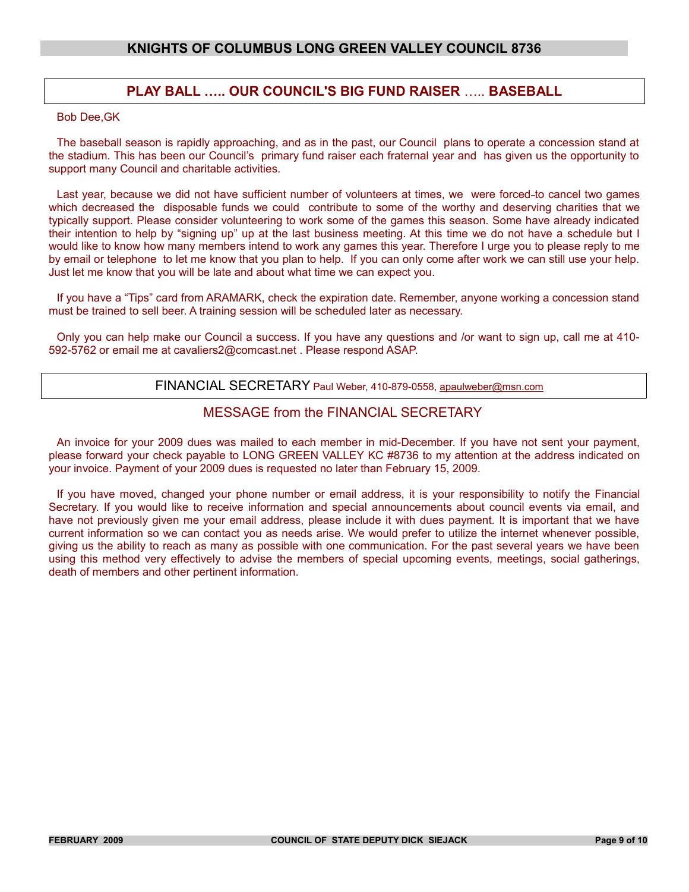## PLAY BALL ….. OUR COUNCIL'S BIG FUND RAISER ….. BASEBALL

Bob Dee,GK

The baseball season is rapidly approaching, and as in the past, our Council plans to operate a concession stand at the stadium. This has been our Council's primary fund raiser each fraternal year and has given us the opportunity to support many Council and charitable activities.

Last year, because we did not have sufficient number of volunteers at times, we were forced to cancel two games which decreased the disposable funds we could contribute to some of the worthy and deserving charities that we typically support. Please consider volunteering to work some of the games this season. Some have already indicated their intention to help by "signing up" up at the last business meeting. At this time we do not have a schedule but I would like to know how many members intend to work any games this year. Therefore I urge you to please reply to me by email or telephone to let me know that you plan to help. If you can only come after work we can still use your help. Just let me know that you will be late and about what time we can expect you.

If you have a "Tips" card from ARAMARK, check the expiration date. Remember, anyone working a concession stand must be trained to sell beer. A training session will be scheduled later as necessary.

Only you can help make our Council a success. If you have any questions and /or want to sign up, call me at 410-592-5762 or email me at cavaliers2@comcast.net . Please respond ASAP.

## FINANCIAL SECRETARY Paul Weber, 410-879-0558, apaulweber@msn.com

### MESSAGE from the FINANCIAL SECRETARY

An invoice for your 2009 dues was mailed to each member in mid-December. If you have not sent your payment, please forward your check payable to LONG GREEN VALLEY KC #8736 to my attention at the address indicated on your invoice. Payment of your 2009 dues is requested no later than February 15, 2009.

If you have moved, changed your phone number or email address, it is your responsibility to notify the Financial Secretary. If you would like to receive information and special announcements about council events via email, and have not previously given me your email address, please include it with dues payment. It is important that we have current information so we can contact you as needs arise. We would prefer to utilize the internet whenever possible, giving us the ability to reach as many as possible with one communication. For the past several years we have been using this method very effectively to advise the members of special upcoming events, meetings, social gatherings, death of members and other pertinent information.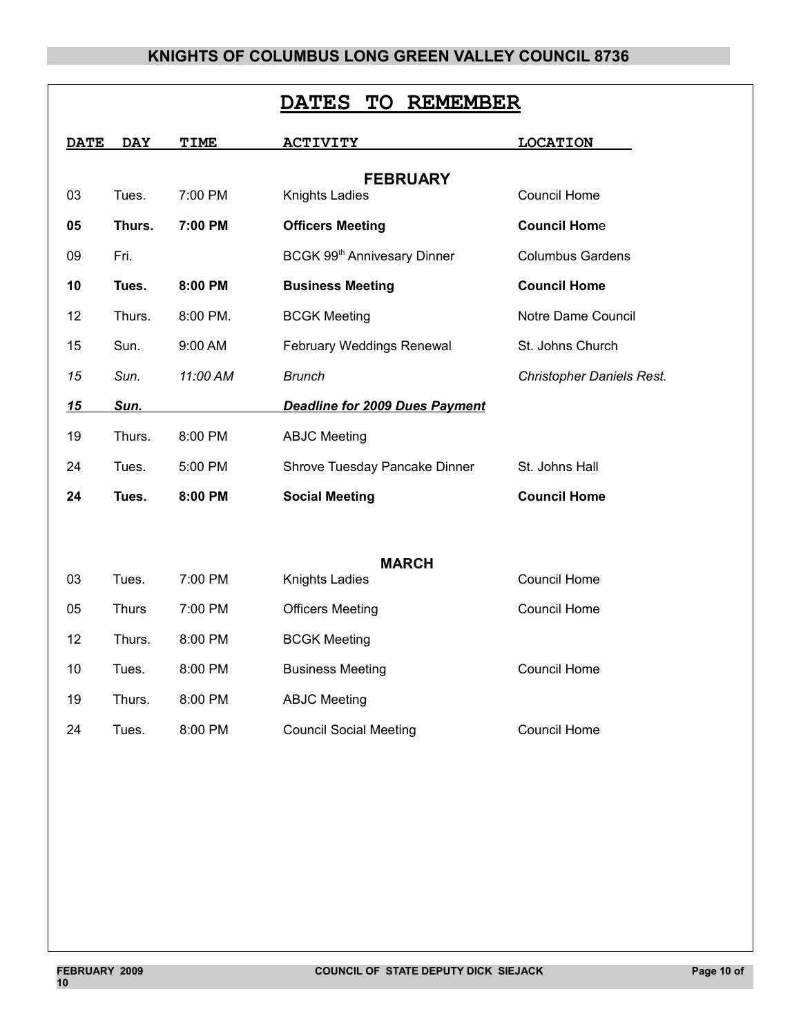# DATES TO REMEMBER

| DATE | DAY | TIME | ACTIVITY | LOCATION |
|---|---|---|---|---|
| | | | **FEBRUARY** | |
| 03 | Tues. | 7:00 PM | Knights Ladies | Council Home |
| **05** | **Thurs.** | **7:00 PM** | **Officers Meeting** | **Council Hom**e |
| 09 | Fri. | | BCGK 99th Annivesary Dinner | Columbus Gardens |
| **10** | **Tues.** | **8:00 PM** | **Business Meeting** | **Council Home** |
| 12 | Thurs. | 8:00 PM. | BCGK Meeting | Notre Dame Council |
| 15 | Sun. | 9:00 AM | February Weddings Renewal | St. Johns Church |
| *15* | *Sun.* | *11:00 AM* | *Brunch* | *Christopher Daniels Rest.* |
| ***15*** | ***Sun.*** | | ***Deadline for 2009 Dues Payment*** | |
| 19 | Thurs. | 8:00 PM | ABJC Meeting | |
| 24 | Tues. | 5:00 PM | Shrove Tuesday Pancake Dinner | St. Johns Hall |
| **24** | **Tues.** | **8:00 PM** | **Social Meeting** | **Council Home** |
| | | | **MARCH** | |
| 03 | Tues. | 7:00 PM | Knights Ladies | Council Home |
| 05 | Thurs | 7:00 PM | Officers Meeting | Council Home |
| 12 | Thurs. | 8:00 PM | BCGK Meeting | |
| 10 | Tues. | 8:00 PM | Business Meeting | Council Home |
| 19 | Thurs. | 8:00 PM | ABJC Meeting | |
| 24 | Tues. | 8:00 PM | Council Social Meeting | Council Home |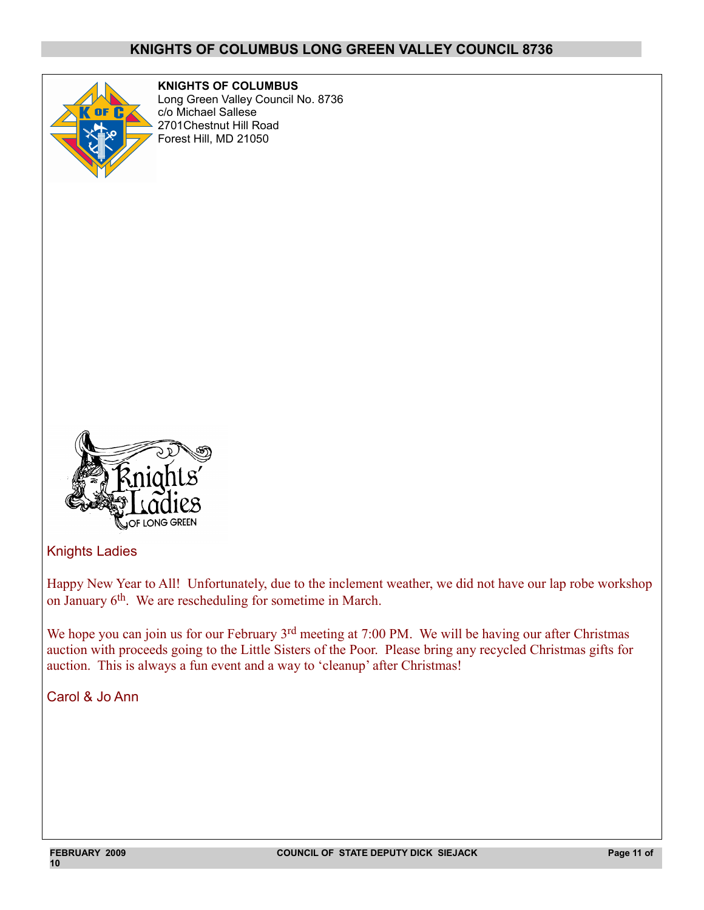**KNIGHTS OF COLUMBUS**
Long Green Valley Council No. 8736
c/o Michael Sallese
2701Chestnut Hill Road
Forest Hill, MD 21050

Knights Ladies

Happy New Year to All! Unfortunately, due to the inclement weather, we did not have our lap robe workshop on January 6th. We are rescheduling for sometime in March.

We hope you can join us for our February 3rd meeting at 7:00 PM. We will be having our after Christmas auction with proceeds going to the Little Sisters of the Poor. Please bring any recycled Christmas gifts for auction. This is always a fun event and a way to 'cleanup' after Christmas!

Carol & Jo Ann